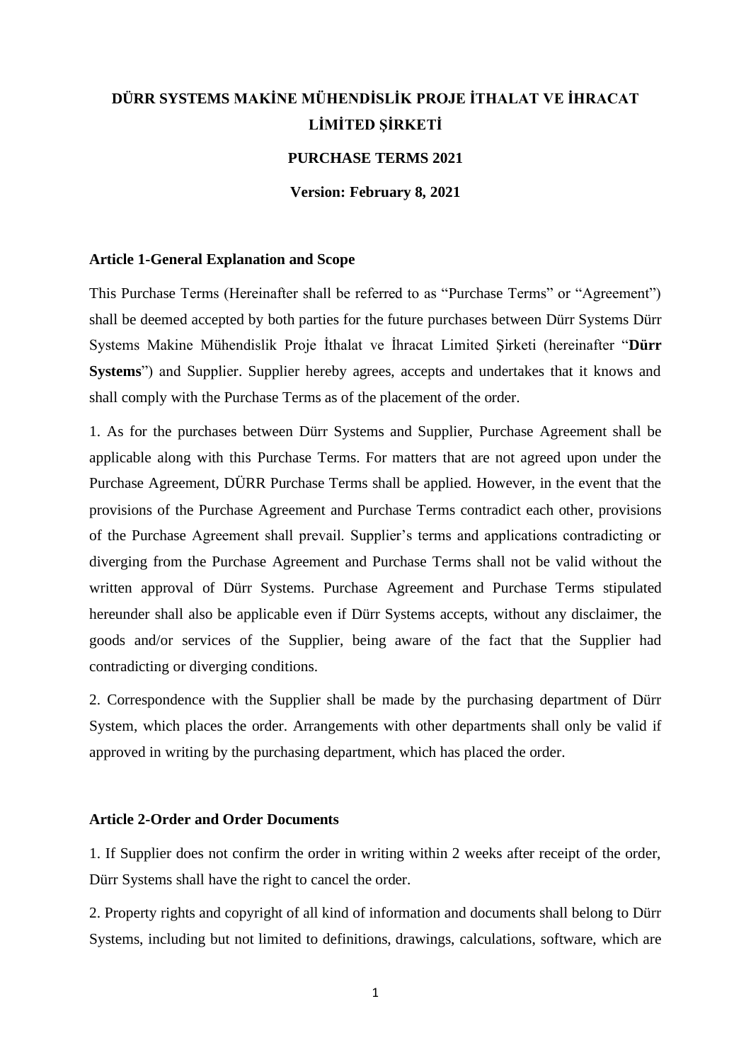# DÜRR SYSTEMS MAKİNE MÜHENDİSLİK PROJE İTHALAT VE İHRACAT LİMİTED ŞİRKETİ

## PURCHASE TERMS 2021

**Version: February 8, 2021**

### Article 1-General Explanation and Scope

This Purchase Terms (Hereinafter shall be referred to as "Purchase Terms" or "Agreement") shall be deemed accepted by both parties for the future purchases between Dürr Systems Dürr Systems Makine Mühendislik Proje İthalat ve İhracat Limited Şirketi (hereinafter "**Dürr Systems**") and Supplier. Supplier hereby agrees, accepts and undertakes that it knows and shall comply with the Purchase Terms as of the placement of the order.

1. As for the purchases between Dürr Systems and Supplier, Purchase Agreement shall be applicable along with this Purchase Terms. For matters that are not agreed upon under the Purchase Agreement, DÜRR Purchase Terms shall be applied. However, in the event that the provisions of the Purchase Agreement and Purchase Terms contradict each other, provisions of the Purchase Agreement shall prevail. Supplier's terms and applications contradicting or diverging from the Purchase Agreement and Purchase Terms shall not be valid without the written approval of Dürr Systems. Purchase Agreement and Purchase Terms stipulated hereunder shall also be applicable even if Dürr Systems accepts, without any disclaimer, the goods and/or services of the Supplier, being aware of the fact that the Supplier had contradicting or diverging conditions.

2. Correspondence with the Supplier shall be made by the purchasing department of Dürr System, which places the order. Arrangements with other departments shall only be valid if approved in writing by the purchasing department, which has placed the order.

### Article 2-Order and Order Documents

1. If Supplier does not confirm the order in writing within 2 weeks after receipt of the order, Dürr Systems shall have the right to cancel the order.

2. Property rights and copyright of all kind of information and documents shall belong to Dürr Systems, including but not limited to definitions, drawings, calculations, software, which are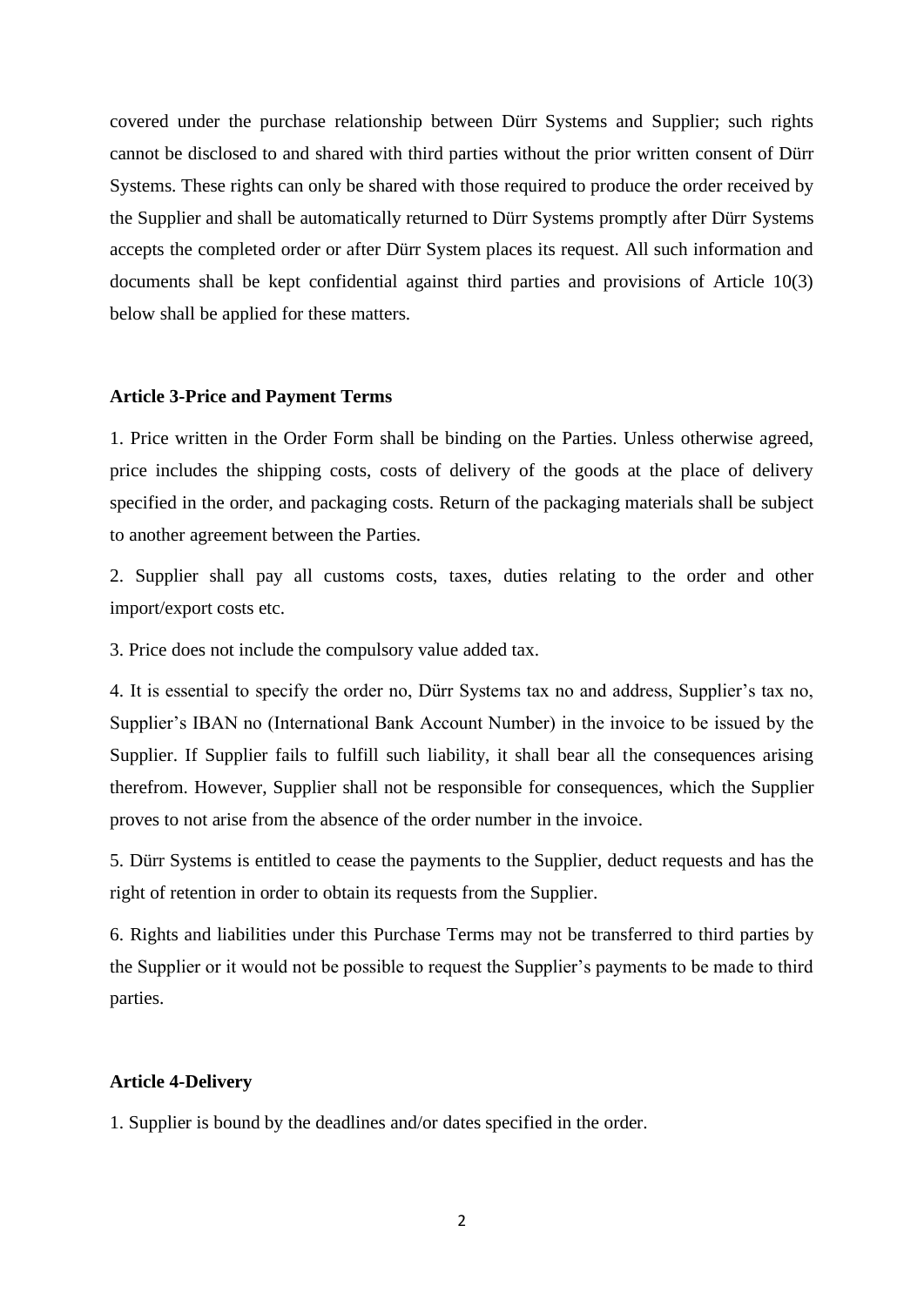covered under the purchase relationship between Dürr Systems and Supplier; such rights cannot be disclosed to and shared with third parties without the prior written consent of Dürr Systems. These rights can only be shared with those required to produce the order received by the Supplier and shall be automatically returned to Dürr Systems promptly after Dürr Systems accepts the completed order or after Dürr System places its request. All such information and documents shall be kept confidential against third parties and provisions of Article 10(3) below shall be applied for these matters.

**Article 3-Price and Payment Terms**

1. Price written in the Order Form shall be binding on the Parties. Unless otherwise agreed, price includes the shipping costs, costs of delivery of the goods at the place of delivery specified in the order, and packaging costs. Return of the packaging materials shall be subject to another agreement between the Parties.

2. Supplier shall pay all customs costs, taxes, duties relating to the order and other import/export costs etc.

3. Price does not include the compulsory value added tax.

4. It is essential to specify the order no, Dürr Systems tax no and address, Supplier's tax no, Supplier's IBAN no (International Bank Account Number) in the invoice to be issued by the Supplier. If Supplier fails to fulfill such liability, it shall bear all the consequences arising therefrom. However, Supplier shall not be responsible for consequences, which the Supplier proves to not arise from the absence of the order number in the invoice.

5. Dürr Systems is entitled to cease the payments to the Supplier, deduct requests and has the right of retention in order to obtain its requests from the Supplier.

6. Rights and liabilities under this Purchase Terms may not be transferred to third parties by the Supplier or it would not be possible to request the Supplier's payments to be made to third parties.

**Article 4-Delivery**

1. Supplier is bound by the deadlines and/or dates specified in the order.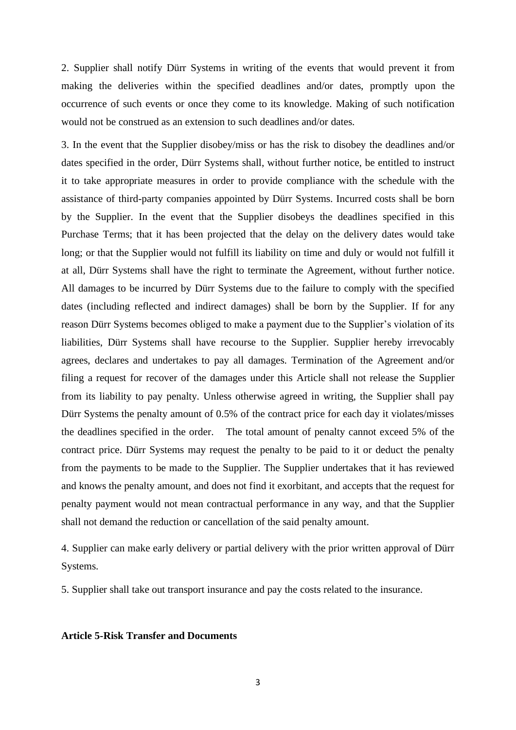2. Supplier shall notify Dürr Systems in writing of the events that would prevent it from making the deliveries within the specified deadlines and/or dates, promptly upon the occurrence of such events or once they come to its knowledge. Making of such notification would not be construed as an extension to such deadlines and/or dates.

3. In the event that the Supplier disobey/miss or has the risk to disobey the deadlines and/or dates specified in the order, Dürr Systems shall, without further notice, be entitled to instruct it to take appropriate measures in order to provide compliance with the schedule with the assistance of third-party companies appointed by Dürr Systems. Incurred costs shall be born by the Supplier. In the event that the Supplier disobeys the deadlines specified in this Purchase Terms; that it has been projected that the delay on the delivery dates would take long; or that the Supplier would not fulfill its liability on time and duly or would not fulfill it at all, Dürr Systems shall have the right to terminate the Agreement, without further notice. All damages to be incurred by Dürr Systems due to the failure to comply with the specified dates (including reflected and indirect damages) shall be born by the Supplier. If for any reason Dürr Systems becomes obliged to make a payment due to the Supplier's violation of its liabilities, Dürr Systems shall have recourse to the Supplier. Supplier hereby irrevocably agrees, declares and undertakes to pay all damages. Termination of the Agreement and/or filing a request for recover of the damages under this Article shall not release the Supplier from its liability to pay penalty. Unless otherwise agreed in writing, the Supplier shall pay Dürr Systems the penalty amount of 0.5% of the contract price for each day it violates/misses the deadlines specified in the order. The total amount of penalty cannot exceed 5% of the contract price. Dürr Systems may request the penalty to be paid to it or deduct the penalty from the payments to be made to the Supplier. The Supplier undertakes that it has reviewed and knows the penalty amount, and does not find it exorbitant, and accepts that the request for penalty payment would not mean contractual performance in any way, and that the Supplier shall not demand the reduction or cancellation of the said penalty amount.

4. Supplier can make early delivery or partial delivery with the prior written approval of Dürr Systems.

5. Supplier shall take out transport insurance and pay the costs related to the insurance.

**Article 5-Risk Transfer and Documents**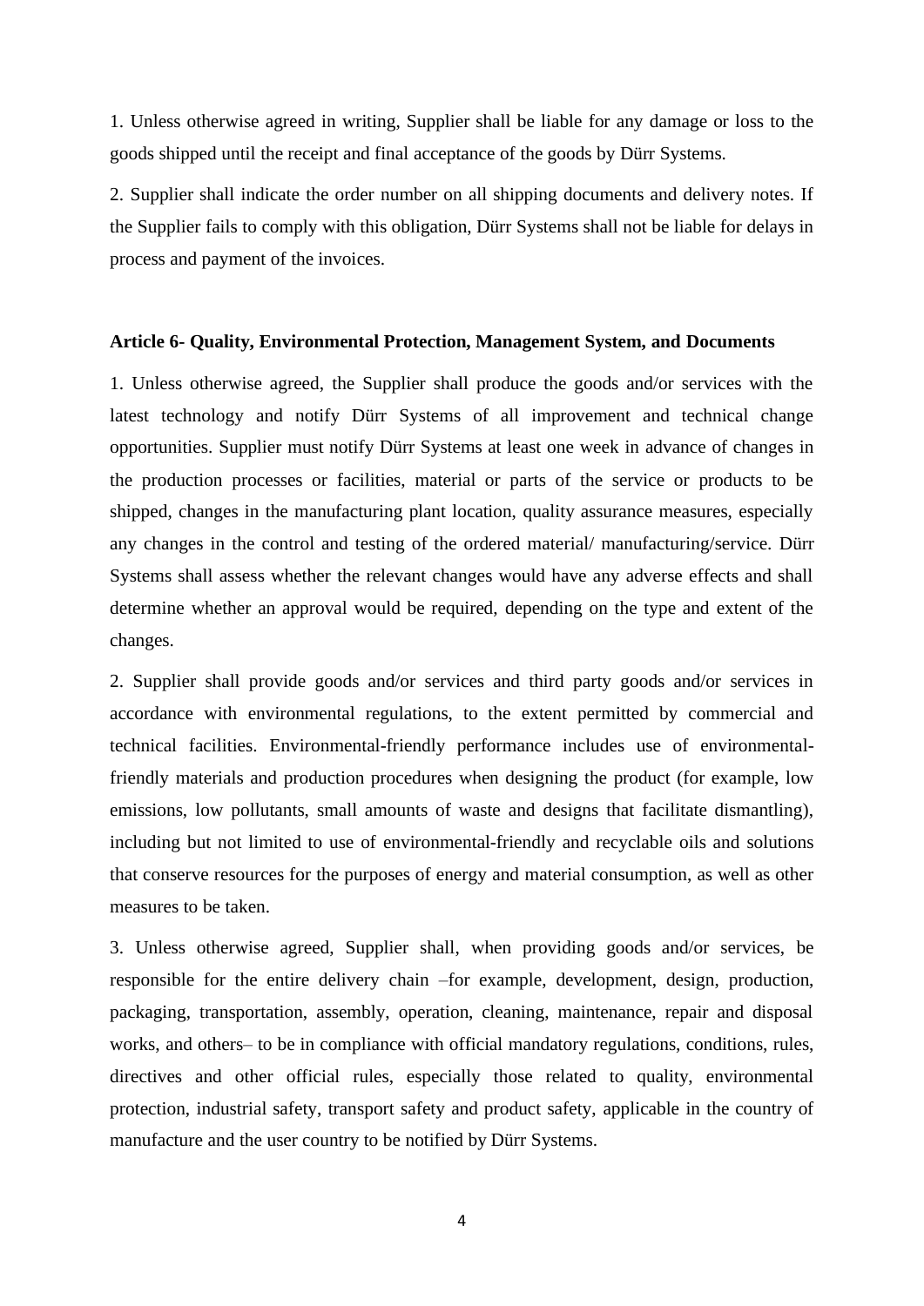1. Unless otherwise agreed in writing, Supplier shall be liable for any damage or loss to the goods shipped until the receipt and final acceptance of the goods by Dürr Systems.

2. Supplier shall indicate the order number on all shipping documents and delivery notes. If the Supplier fails to comply with this obligation, Dürr Systems shall not be liable for delays in process and payment of the invoices.

**Article 6- Quality, Environmental Protection, Management System, and Documents**

1. Unless otherwise agreed, the Supplier shall produce the goods and/or services with the latest technology and notify Dürr Systems of all improvement and technical change opportunities. Supplier must notify Dürr Systems at least one week in advance of changes in the production processes or facilities, material or parts of the service or products to be shipped, changes in the manufacturing plant location, quality assurance measures, especially any changes in the control and testing of the ordered material/ manufacturing/service. Dürr Systems shall assess whether the relevant changes would have any adverse effects and shall determine whether an approval would be required, depending on the type and extent of the changes.

2. Supplier shall provide goods and/or services and third party goods and/or services in accordance with environmental regulations, to the extent permitted by commercial and technical facilities. Environmental-friendly performance includes use of environmental-friendly materials and production procedures when designing the product (for example, low emissions, low pollutants, small amounts of waste and designs that facilitate dismantling), including but not limited to use of environmental-friendly and recyclable oils and solutions that conserve resources for the purposes of energy and material consumption, as well as other measures to be taken.

3. Unless otherwise agreed, Supplier shall, when providing goods and/or services, be responsible for the entire delivery chain –for example, development, design, production, packaging, transportation, assembly, operation, cleaning, maintenance, repair and disposal works, and others– to be in compliance with official mandatory regulations, conditions, rules, directives and other official rules, especially those related to quality, environmental protection, industrial safety, transport safety and product safety, applicable in the country of manufacture and the user country to be notified by Dürr Systems.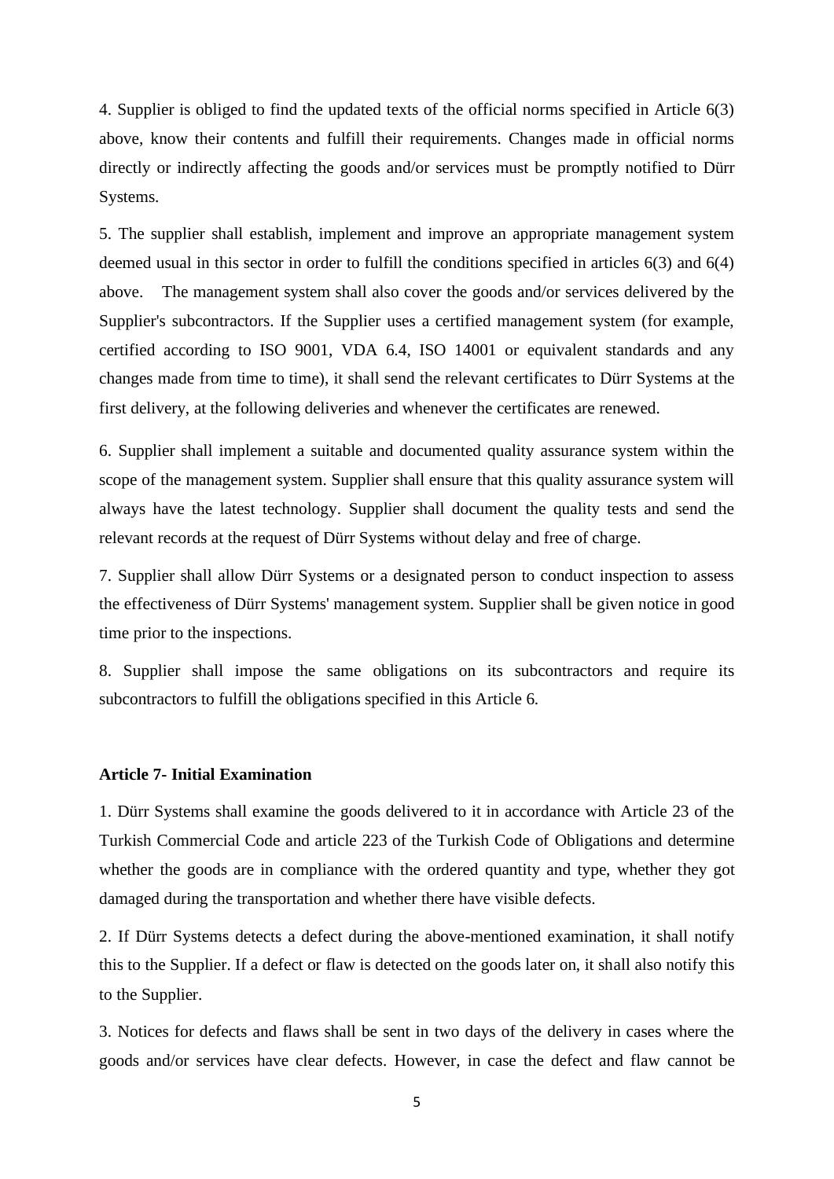4. Supplier is obliged to find the updated texts of the official norms specified in Article 6(3) above, know their contents and fulfill their requirements. Changes made in official norms directly or indirectly affecting the goods and/or services must be promptly notified to Dürr Systems.

5. The supplier shall establish, implement and improve an appropriate management system deemed usual in this sector in order to fulfill the conditions specified in articles 6(3) and 6(4) above. The management system shall also cover the goods and/or services delivered by the Supplier's subcontractors. If the Supplier uses a certified management system (for example, certified according to ISO 9001, VDA 6.4, ISO 14001 or equivalent standards and any changes made from time to time), it shall send the relevant certificates to Dürr Systems at the first delivery, at the following deliveries and whenever the certificates are renewed.

6. Supplier shall implement a suitable and documented quality assurance system within the scope of the management system. Supplier shall ensure that this quality assurance system will always have the latest technology. Supplier shall document the quality tests and send the relevant records at the request of Dürr Systems without delay and free of charge.

7. Supplier shall allow Dürr Systems or a designated person to conduct inspection to assess the effectiveness of Dürr Systems' management system. Supplier shall be given notice in good time prior to the inspections.

8. Supplier shall impose the same obligations on its subcontractors and require its subcontractors to fulfill the obligations specified in this Article 6.

**Article 7- Initial Examination**

1. Dürr Systems shall examine the goods delivered to it in accordance with Article 23 of the Turkish Commercial Code and article 223 of the Turkish Code of Obligations and determine whether the goods are in compliance with the ordered quantity and type, whether they got damaged during the transportation and whether there have visible defects.

2. If Dürr Systems detects a defect during the above-mentioned examination, it shall notify this to the Supplier. If a defect or flaw is detected on the goods later on, it shall also notify this to the Supplier.

3. Notices for defects and flaws shall be sent in two days of the delivery in cases where the goods and/or services have clear defects. However, in case the defect and flaw cannot be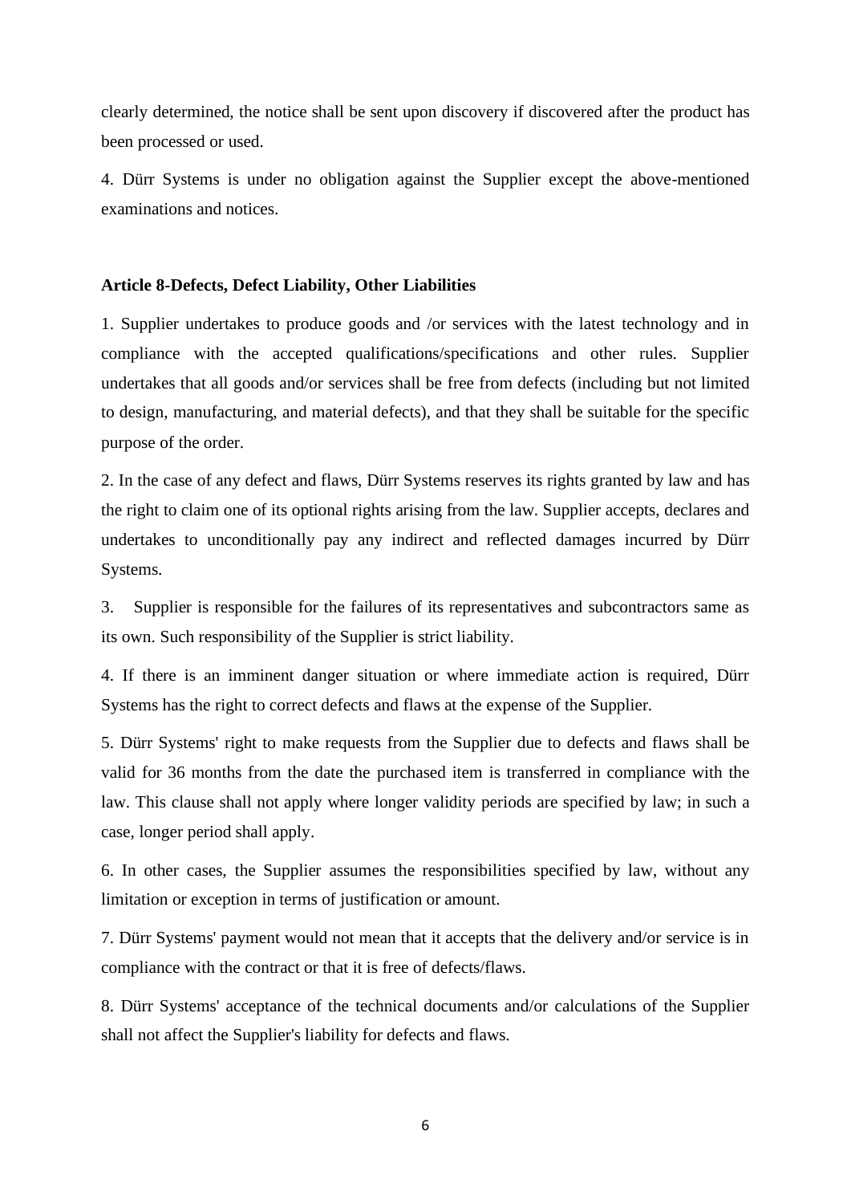clearly determined, the notice shall be sent upon discovery if discovered after the product has been processed or used.

4. Dürr Systems is under no obligation against the Supplier except the above-mentioned examinations and notices.

**Article 8-Defects, Defect Liability, Other Liabilities**

1. Supplier undertakes to produce goods and /or services with the latest technology and in compliance with the accepted qualifications/specifications and other rules. Supplier undertakes that all goods and/or services shall be free from defects (including but not limited to design, manufacturing, and material defects), and that they shall be suitable for the specific purpose of the order.

2. In the case of any defect and flaws, Dürr Systems reserves its rights granted by law and has the right to claim one of its optional rights arising from the law. Supplier accepts, declares and undertakes to unconditionally pay any indirect and reflected damages incurred by Dürr Systems.

3. Supplier is responsible for the failures of its representatives and subcontractors same as its own. Such responsibility of the Supplier is strict liability.

4. If there is an imminent danger situation or where immediate action is required, Dürr Systems has the right to correct defects and flaws at the expense of the Supplier.

5. Dürr Systems' right to make requests from the Supplier due to defects and flaws shall be valid for 36 months from the date the purchased item is transferred in compliance with the law. This clause shall not apply where longer validity periods are specified by law; in such a case, longer period shall apply.

6. In other cases, the Supplier assumes the responsibilities specified by law, without any limitation or exception in terms of justification or amount.

7. Dürr Systems' payment would not mean that it accepts that the delivery and/or service is in compliance with the contract or that it is free of defects/flaws.

8. Dürr Systems' acceptance of the technical documents and/or calculations of the Supplier shall not affect the Supplier's liability for defects and flaws.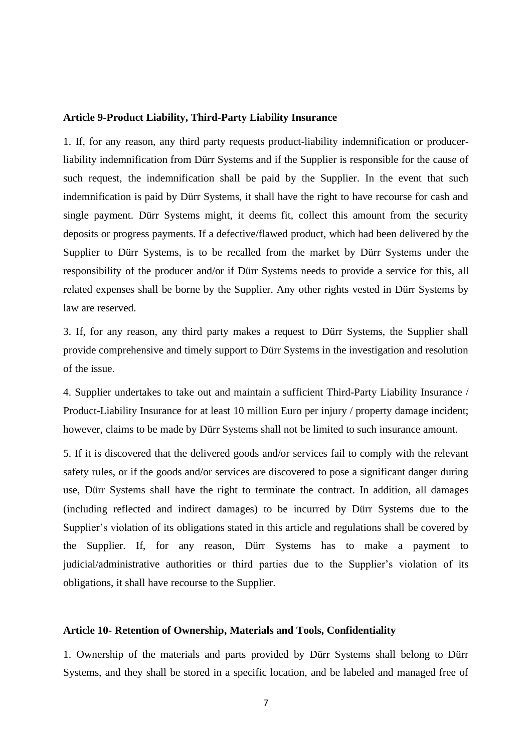**Article 9-Product Liability, Third-Party Liability Insurance**

1. If, for any reason, any third party requests product-liability indemnification or producer-liability indemnification from Dürr Systems and if the Supplier is responsible for the cause of such request, the indemnification shall be paid by the Supplier. In the event that such indemnification is paid by Dürr Systems, it shall have the right to have recourse for cash and single payment. Dürr Systems might, it deems fit, collect this amount from the security deposits or progress payments. If a defective/flawed product, which had been delivered by the Supplier to Dürr Systems, is to be recalled from the market by Dürr Systems under the responsibility of the producer and/or if Dürr Systems needs to provide a service for this, all related expenses shall be borne by the Supplier. Any other rights vested in Dürr Systems by law are reserved.

3. If, for any reason, any third party makes a request to Dürr Systems, the Supplier shall provide comprehensive and timely support to Dürr Systems in the investigation and resolution of the issue.

4. Supplier undertakes to take out and maintain a sufficient Third-Party Liability Insurance / Product-Liability Insurance for at least 10 million Euro per injury / property damage incident; however, claims to be made by Dürr Systems shall not be limited to such insurance amount.

5. If it is discovered that the delivered goods and/or services fail to comply with the relevant safety rules, or if the goods and/or services are discovered to pose a significant danger during use, Dürr Systems shall have the right to terminate the contract. In addition, all damages (including reflected and indirect damages) to be incurred by Dürr Systems due to the Supplier's violation of its obligations stated in this article and regulations shall be covered by the Supplier. If, for any reason, Dürr Systems has to make a payment to judicial/administrative authorities or third parties due to the Supplier's violation of its obligations, it shall have recourse to the Supplier.

**Article 10- Retention of Ownership, Materials and Tools, Confidentiality**

1. Ownership of the materials and parts provided by Dürr Systems shall belong to Dürr Systems, and they shall be stored in a specific location, and be labeled and managed free of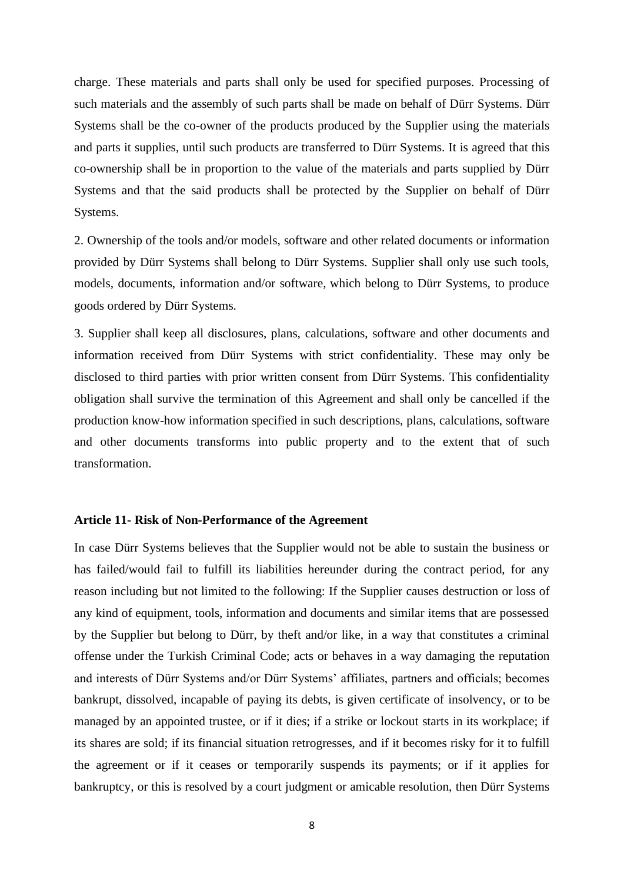charge. These materials and parts shall only be used for specified purposes. Processing of such materials and the assembly of such parts shall be made on behalf of Dürr Systems. Dürr Systems shall be the co-owner of the products produced by the Supplier using the materials and parts it supplies, until such products are transferred to Dürr Systems. It is agreed that this co-ownership shall be in proportion to the value of the materials and parts supplied by Dürr Systems and that the said products shall be protected by the Supplier on behalf of Dürr Systems.

2. Ownership of the tools and/or models, software and other related documents or information provided by Dürr Systems shall belong to Dürr Systems. Supplier shall only use such tools, models, documents, information and/or software, which belong to Dürr Systems, to produce goods ordered by Dürr Systems.

3. Supplier shall keep all disclosures, plans, calculations, software and other documents and information received from Dürr Systems with strict confidentiality. These may only be disclosed to third parties with prior written consent from Dürr Systems. This confidentiality obligation shall survive the termination of this Agreement and shall only be cancelled if the production know-how information specified in such descriptions, plans, calculations, software and other documents transforms into public property and to the extent that of such transformation.

**Article 11- Risk of Non-Performance of the Agreement**

In case Dürr Systems believes that the Supplier would not be able to sustain the business or has failed/would fail to fulfill its liabilities hereunder during the contract period, for any reason including but not limited to the following: If the Supplier causes destruction or loss of any kind of equipment, tools, information and documents and similar items that are possessed by the Supplier but belong to Dürr, by theft and/or like, in a way that constitutes a criminal offense under the Turkish Criminal Code; acts or behaves in a way damaging the reputation and interests of Dürr Systems and/or Dürr Systems' affiliates, partners and officials; becomes bankrupt, dissolved, incapable of paying its debts, is given certificate of insolvency, or to be managed by an appointed trustee, or if it dies; if a strike or lockout starts in its workplace; if its shares are sold; if its financial situation retrogresses, and if it becomes risky for it to fulfill the agreement or if it ceases or temporarily suspends its payments; or if it applies for bankruptcy, or this is resolved by a court judgment or amicable resolution, then Dürr Systems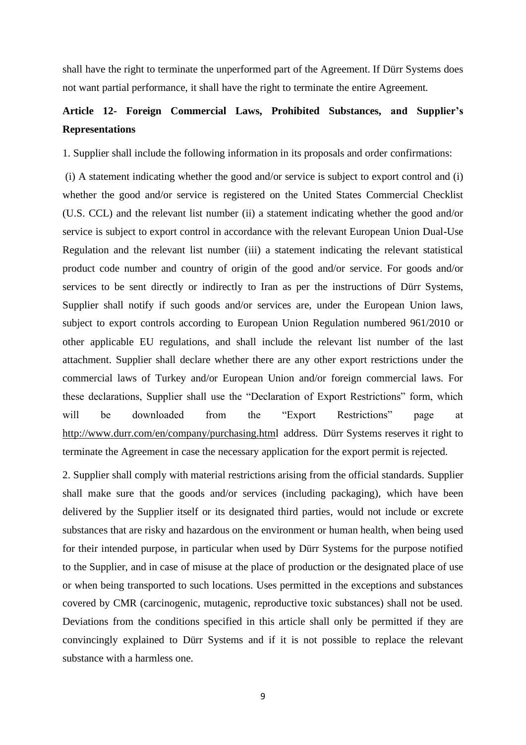shall have the right to terminate the unperformed part of the Agreement. If Dürr Systems does not want partial performance, it shall have the right to terminate the entire Agreement.

## Article 12- Foreign Commercial Laws, Prohibited Substances, and Supplier's Representations

1. Supplier shall include the following information in its proposals and order confirmations:

(i) A statement indicating whether the good and/or service is subject to export control and (i) whether the good and/or service is registered on the United States Commercial Checklist (U.S. CCL) and the relevant list number (ii) a statement indicating whether the good and/or service is subject to export control in accordance with the relevant European Union Dual-Use Regulation and the relevant list number (iii) a statement indicating the relevant statistical product code number and country of origin of the good and/or service. For goods and/or services to be sent directly or indirectly to Iran as per the instructions of Dürr Systems, Supplier shall notify if such goods and/or services are, under the European Union laws, subject to export controls according to European Union Regulation numbered 961/2010 or other applicable EU regulations, and shall include the relevant list number of the last attachment. Supplier shall declare whether there are any other export restrictions under the commercial laws of Turkey and/or European Union and/or foreign commercial laws. For these declarations, Supplier shall use the "Declaration of Export Restrictions" form, which will be downloaded from the "Export Restrictions" page at http://www.durr.com/en/company/purchasing.html address. Dürr Systems reserves it right to terminate the Agreement in case the necessary application for the export permit is rejected.

2. Supplier shall comply with material restrictions arising from the official standards. Supplier shall make sure that the goods and/or services (including packaging), which have been delivered by the Supplier itself or its designated third parties, would not include or excrete substances that are risky and hazardous on the environment or human health, when being used for their intended purpose, in particular when used by Dürr Systems for the purpose notified to the Supplier, and in case of misuse at the place of production or the designated place of use or when being transported to such locations. Uses permitted in the exceptions and substances covered by CMR (carcinogenic, mutagenic, reproductive toxic substances) shall not be used. Deviations from the conditions specified in this article shall only be permitted if they are convincingly explained to Dürr Systems and if it is not possible to replace the relevant substance with a harmless one.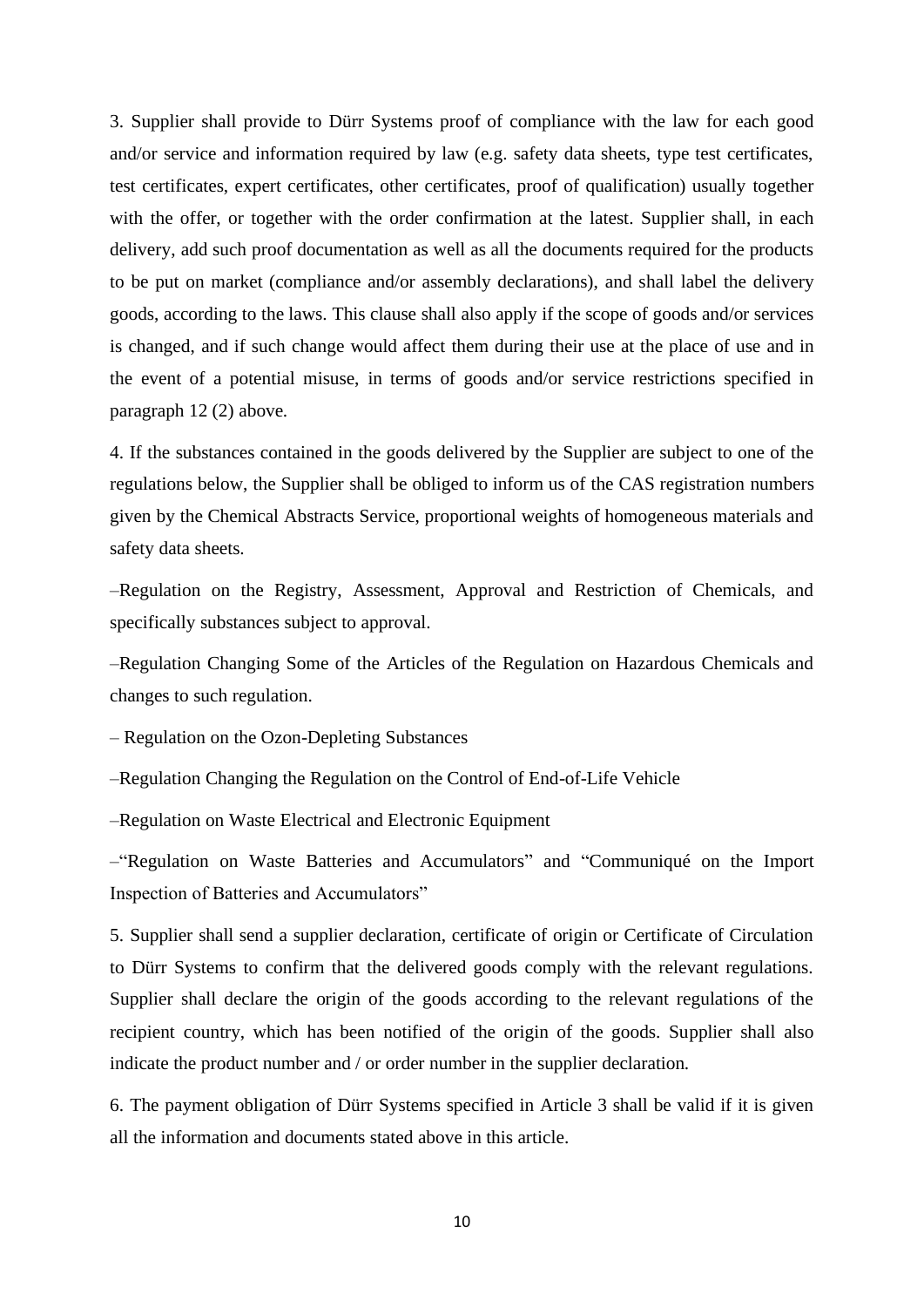3. Supplier shall provide to Dürr Systems proof of compliance with the law for each good and/or service and information required by law (e.g. safety data sheets, type test certificates, test certificates, expert certificates, other certificates, proof of qualification) usually together with the offer, or together with the order confirmation at the latest. Supplier shall, in each delivery, add such proof documentation as well as all the documents required for the products to be put on market (compliance and/or assembly declarations), and shall label the delivery goods, according to the laws. This clause shall also apply if the scope of goods and/or services is changed, and if such change would affect them during their use at the place of use and in the event of a potential misuse, in terms of goods and/or service restrictions specified in paragraph 12 (2) above.

4. If the substances contained in the goods delivered by the Supplier are subject to one of the regulations below, the Supplier shall be obliged to inform us of the CAS registration numbers given by the Chemical Abstracts Service, proportional weights of homogeneous materials and safety data sheets.

–Regulation on the Registry, Assessment, Approval and Restriction of Chemicals, and specifically substances subject to approval.

–Regulation Changing Some of the Articles of the Regulation on Hazardous Chemicals and changes to such regulation.

– Regulation on the Ozon-Depleting Substances

–Regulation Changing the Regulation on the Control of End-of-Life Vehicle

–Regulation on Waste Electrical and Electronic Equipment

–"Regulation on Waste Batteries and Accumulators" and "Communiqué on the Import Inspection of Batteries and Accumulators"

5. Supplier shall send a supplier declaration, certificate of origin or Certificate of Circulation to Dürr Systems to confirm that the delivered goods comply with the relevant regulations. Supplier shall declare the origin of the goods according to the relevant regulations of the recipient country, which has been notified of the origin of the goods. Supplier shall also indicate the product number and / or order number in the supplier declaration.

6. The payment obligation of Dürr Systems specified in Article 3 shall be valid if it is given all the information and documents stated above in this article.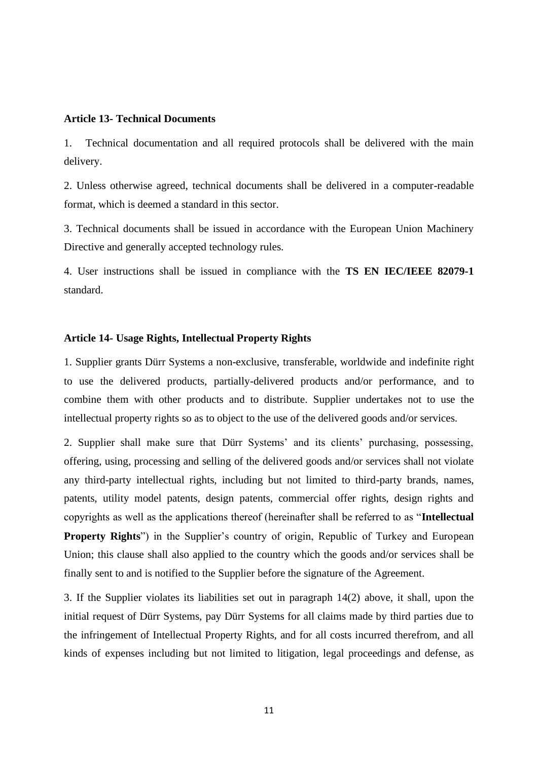**Article 13- Technical Documents**

1. Technical documentation and all required protocols shall be delivered with the main delivery.

2. Unless otherwise agreed, technical documents shall be delivered in a computer-readable format, which is deemed a standard in this sector.

3. Technical documents shall be issued in accordance with the European Union Machinery Directive and generally accepted technology rules.

4. User instructions shall be issued in compliance with the **TS EN IEC/IEEE 82079-1** standard.

**Article 14- Usage Rights, Intellectual Property Rights**

1. Supplier grants Dürr Systems a non-exclusive, transferable, worldwide and indefinite right to use the delivered products, partially-delivered products and/or performance, and to combine them with other products and to distribute. Supplier undertakes not to use the intellectual property rights so as to object to the use of the delivered goods and/or services.

2. Supplier shall make sure that Dürr Systems' and its clients' purchasing, possessing, offering, using, processing and selling of the delivered goods and/or services shall not violate any third-party intellectual rights, including but not limited to third-party brands, names, patents, utility model patents, design patents, commercial offer rights, design rights and copyrights as well as the applications thereof (hereinafter shall be referred to as "**Intellectual Property Rights**") in the Supplier's country of origin, Republic of Turkey and European Union; this clause shall also applied to the country which the goods and/or services shall be finally sent to and is notified to the Supplier before the signature of the Agreement.

3. If the Supplier violates its liabilities set out in paragraph 14(2) above, it shall, upon the initial request of Dürr Systems, pay Dürr Systems for all claims made by third parties due to the infringement of Intellectual Property Rights, and for all costs incurred therefrom, and all kinds of expenses including but not limited to litigation, legal proceedings and defense, as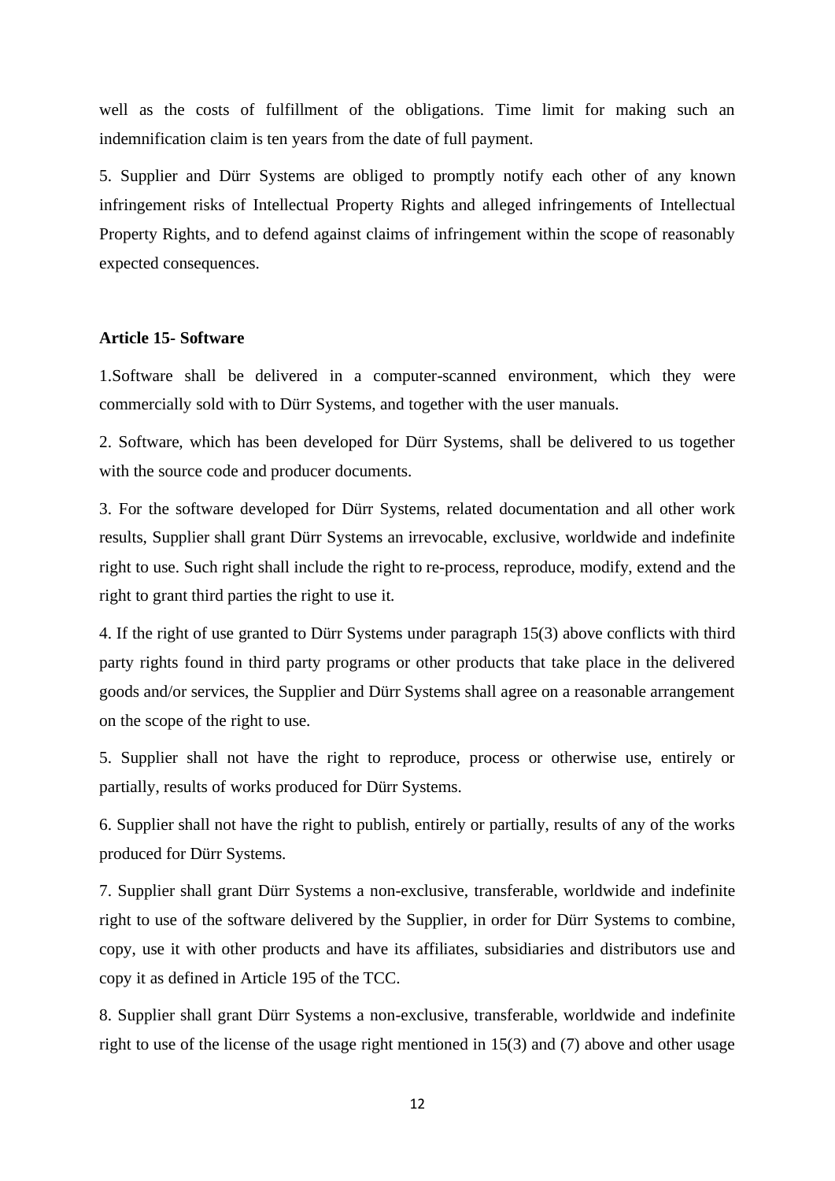well as the costs of fulfillment of the obligations. Time limit for making such an indemnification claim is ten years from the date of full payment.

5. Supplier and Dürr Systems are obliged to promptly notify each other of any known infringement risks of Intellectual Property Rights and alleged infringements of Intellectual Property Rights, and to defend against claims of infringement within the scope of reasonably expected consequences.

**Article 15- Software**

1.Software shall be delivered in a computer-scanned environment, which they were commercially sold with to Dürr Systems, and together with the user manuals.

2. Software, which has been developed for Dürr Systems, shall be delivered to us together with the source code and producer documents.

3. For the software developed for Dürr Systems, related documentation and all other work results, Supplier shall grant Dürr Systems an irrevocable, exclusive, worldwide and indefinite right to use. Such right shall include the right to re-process, reproduce, modify, extend and the right to grant third parties the right to use it.

4. If the right of use granted to Dürr Systems under paragraph 15(3) above conflicts with third party rights found in third party programs or other products that take place in the delivered goods and/or services, the Supplier and Dürr Systems shall agree on a reasonable arrangement on the scope of the right to use.

5. Supplier shall not have the right to reproduce, process or otherwise use, entirely or partially, results of works produced for Dürr Systems.

6. Supplier shall not have the right to publish, entirely or partially, results of any of the works produced for Dürr Systems.

7. Supplier shall grant Dürr Systems a non-exclusive, transferable, worldwide and indefinite right to use of the software delivered by the Supplier, in order for Dürr Systems to combine, copy, use it with other products and have its affiliates, subsidiaries and distributors use and copy it as defined in Article 195 of the TCC.

8. Supplier shall grant Dürr Systems a non-exclusive, transferable, worldwide and indefinite right to use of the license of the usage right mentioned in 15(3) and (7) above and other usage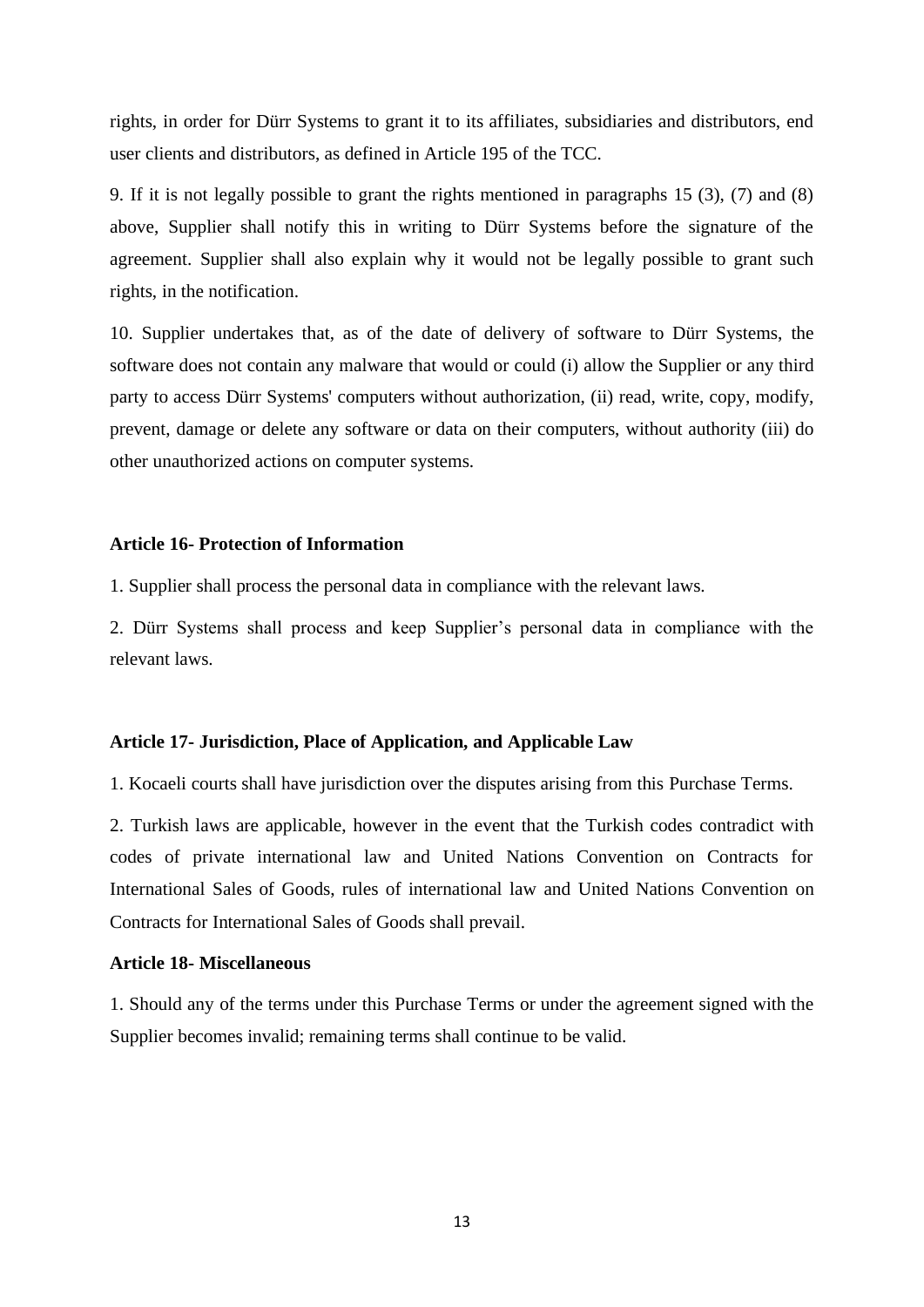rights, in order for Dürr Systems to grant it to its affiliates, subsidiaries and distributors, end user clients and distributors, as defined in Article 195 of the TCC.

9. If it is not legally possible to grant the rights mentioned in paragraphs 15 (3), (7) and (8) above, Supplier shall notify this in writing to Dürr Systems before the signature of the agreement. Supplier shall also explain why it would not be legally possible to grant such rights, in the notification.

10. Supplier undertakes that, as of the date of delivery of software to Dürr Systems, the software does not contain any malware that would or could (i) allow the Supplier or any third party to access Dürr Systems' computers without authorization, (ii) read, write, copy, modify, prevent, damage or delete any software or data on their computers, without authority (iii) do other unauthorized actions on computer systems.

**Article 16- Protection of Information**

1. Supplier shall process the personal data in compliance with the relevant laws.

2. Dürr Systems shall process and keep Supplier's personal data in compliance with the relevant laws.

**Article 17- Jurisdiction, Place of Application, and Applicable Law**

1. Kocaeli courts shall have jurisdiction over the disputes arising from this Purchase Terms.

2. Turkish laws are applicable, however in the event that the Turkish codes contradict with codes of private international law and United Nations Convention on Contracts for International Sales of Goods, rules of international law and United Nations Convention on Contracts for International Sales of Goods shall prevail.

**Article 18- Miscellaneous**

1. Should any of the terms under this Purchase Terms or under the agreement signed with the Supplier becomes invalid; remaining terms shall continue to be valid.